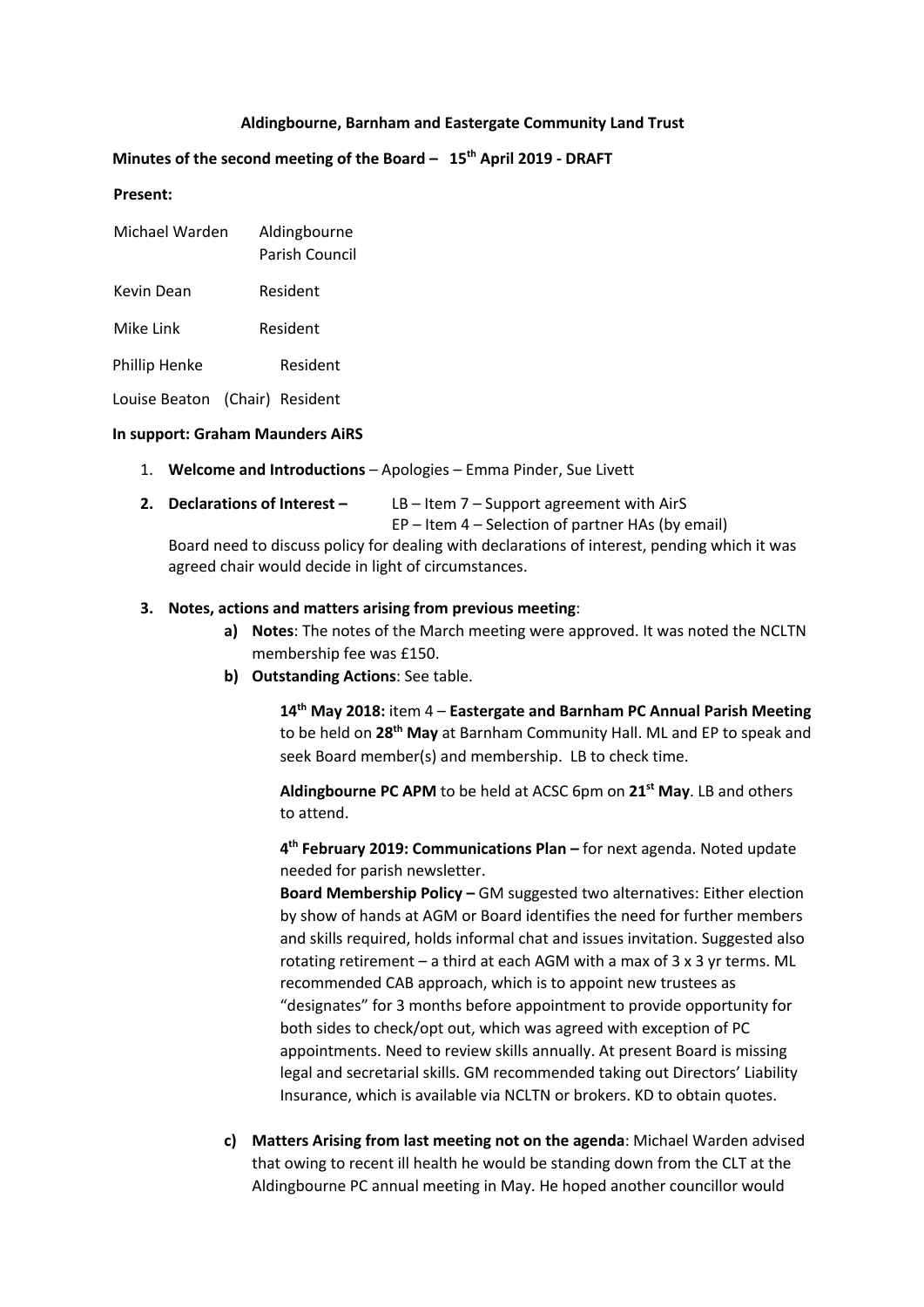**Aldingbourne, Barnham and Eastergate Community Land Trust**

**Minutes of the second meeting of the Board – 15th April 2019 - DRAFT**

**Present:**

| | |
|---|---|
| Michael Warden | Aldingbourne Parish Council |
| Kevin Dean | Resident |
| Mike Link | Resident |
| Phillip Henke | Resident |
| Louise Beaton (Chair) | Resident |

**In support: Graham Maunders AiRS**

1. **Welcome and Introductions** – Apologies – Emma Pinder, Sue Livett
2. **Declarations of Interest –** LB – Item 7 – Support agreement with AirS
   EP – Item 4 – Selection of partner HAs (by email)
   Board need to discuss policy for dealing with declarations of interest, pending which it was agreed chair would decide in light of circumstances.
3. **Notes, actions and matters arising from previous meeting**:
   a) **Notes**: The notes of the March meeting were approved. It was noted the NCLTN membership fee was £150.
   b) **Outstanding Actions**: See table.

      **14th May 2018:** item 4 – **Eastergate and Barnham PC Annual Parish Meeting** to be held on **28th May** at Barnham Community Hall. ML and EP to speak and seek Board member(s) and membership. LB to check time.

      **Aldingbourne PC APM** to be held at ACSC 6pm on **21st May**. LB and others to attend.

      **4th February 2019: Communications Plan –** for next agenda. Noted update needed for parish newsletter.
      **Board Membership Policy –** GM suggested two alternatives: Either election by show of hands at AGM or Board identifies the need for further members and skills required, holds informal chat and issues invitation. Suggested also rotating retirement – a third at each AGM with a max of 3 x 3 yr terms. ML recommended CAB approach, which is to appoint new trustees as "designates" for 3 months before appointment to provide opportunity for both sides to check/opt out, which was agreed with exception of PC appointments. Need to review skills annually. At present Board is missing legal and secretarial skills. GM recommended taking out Directors' Liability Insurance, which is available via NCLTN or brokers. KD to obtain quotes.

   c) **Matters Arising from last meeting not on the agenda**: Michael Warden advised that owing to recent ill health he would be standing down from the CLT at the Aldingbourne PC annual meeting in May. He hoped another councillor would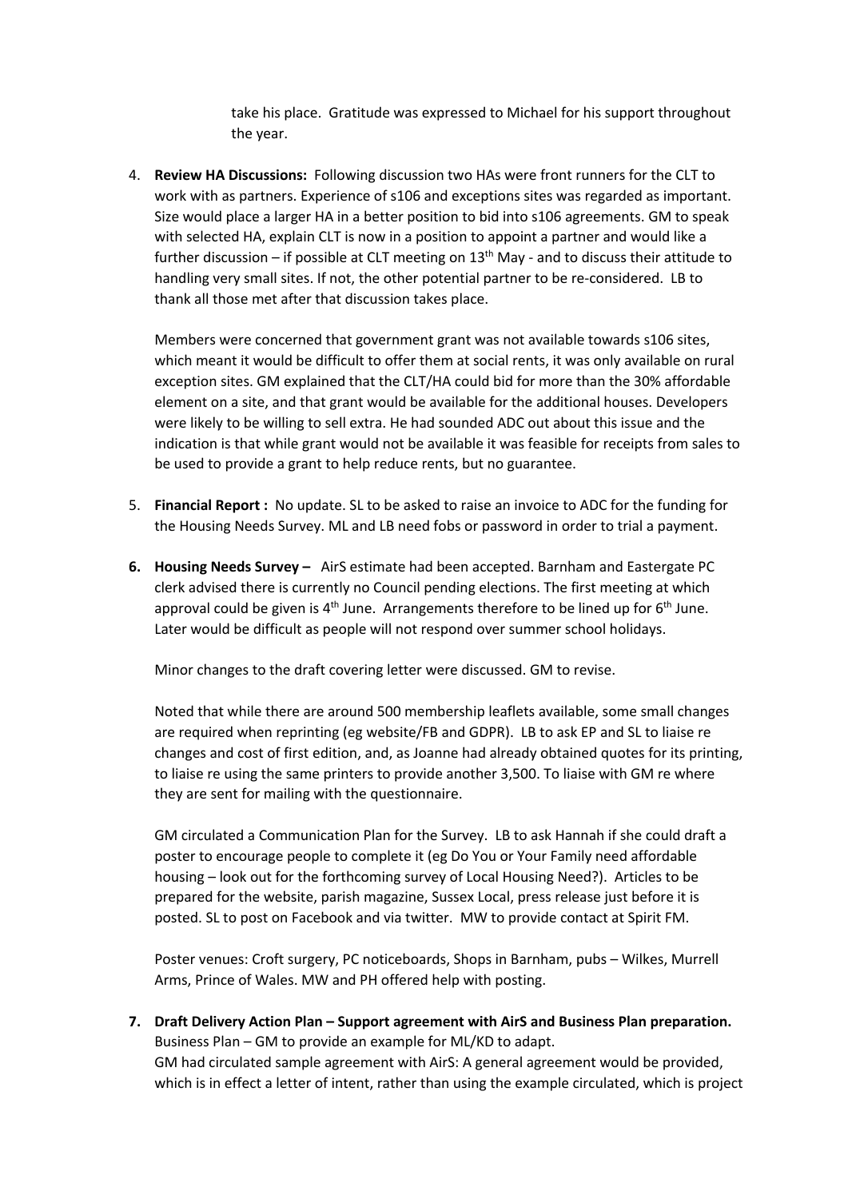take his place. Gratitude was expressed to Michael for his support throughout the year.

4. **Review HA Discussions:** Following discussion two HAs were front runners for the CLT to work with as partners. Experience of s106 and exceptions sites was regarded as important. Size would place a larger HA in a better position to bid into s106 agreements. GM to speak with selected HA, explain CLT is now in a position to appoint a partner and would like a further discussion – if possible at CLT meeting on 13th May - and to discuss their attitude to handling very small sites. If not, the other potential partner to be re-considered. LB to thank all those met after that discussion takes place.

   Members were concerned that government grant was not available towards s106 sites, which meant it would be difficult to offer them at social rents, it was only available on rural exception sites. GM explained that the CLT/HA could bid for more than the 30% affordable element on a site, and that grant would be available for the additional houses. Developers were likely to be willing to sell extra. He had sounded ADC out about this issue and the indication is that while grant would not be available it was feasible for receipts from sales to be used to provide a grant to help reduce rents, but no guarantee.

5. **Financial Report :** No update. SL to be asked to raise an invoice to ADC for the funding for the Housing Needs Survey. ML and LB need fobs or password in order to trial a payment.

6. **Housing Needs Survey –** AirS estimate had been accepted. Barnham and Eastergate PC clerk advised there is currently no Council pending elections. The first meeting at which approval could be given is 4th June. Arrangements therefore to be lined up for 6th June. Later would be difficult as people will not respond over summer school holidays.

   Minor changes to the draft covering letter were discussed. GM to revise.

   Noted that while there are around 500 membership leaflets available, some small changes are required when reprinting (eg website/FB and GDPR). LB to ask EP and SL to liaise re changes and cost of first edition, and, as Joanne had already obtained quotes for its printing, to liaise re using the same printers to provide another 3,500. To liaise with GM re where they are sent for mailing with the questionnaire.

   GM circulated a Communication Plan for the Survey. LB to ask Hannah if she could draft a poster to encourage people to complete it (eg Do You or Your Family need affordable housing – look out for the forthcoming survey of Local Housing Need?). Articles to be prepared for the website, parish magazine, Sussex Local, press release just before it is posted. SL to post on Facebook and via twitter. MW to provide contact at Spirit FM.

   Poster venues: Croft surgery, PC noticeboards, Shops in Barnham, pubs – Wilkes, Murrell Arms, Prince of Wales. MW and PH offered help with posting.

7. **Draft Delivery Action Plan – Support agreement with AirS and Business Plan preparation.**
   Business Plan – GM to provide an example for ML/KD to adapt.
   GM had circulated sample agreement with AirS: A general agreement would be provided, which is in effect a letter of intent, rather than using the example circulated, which is project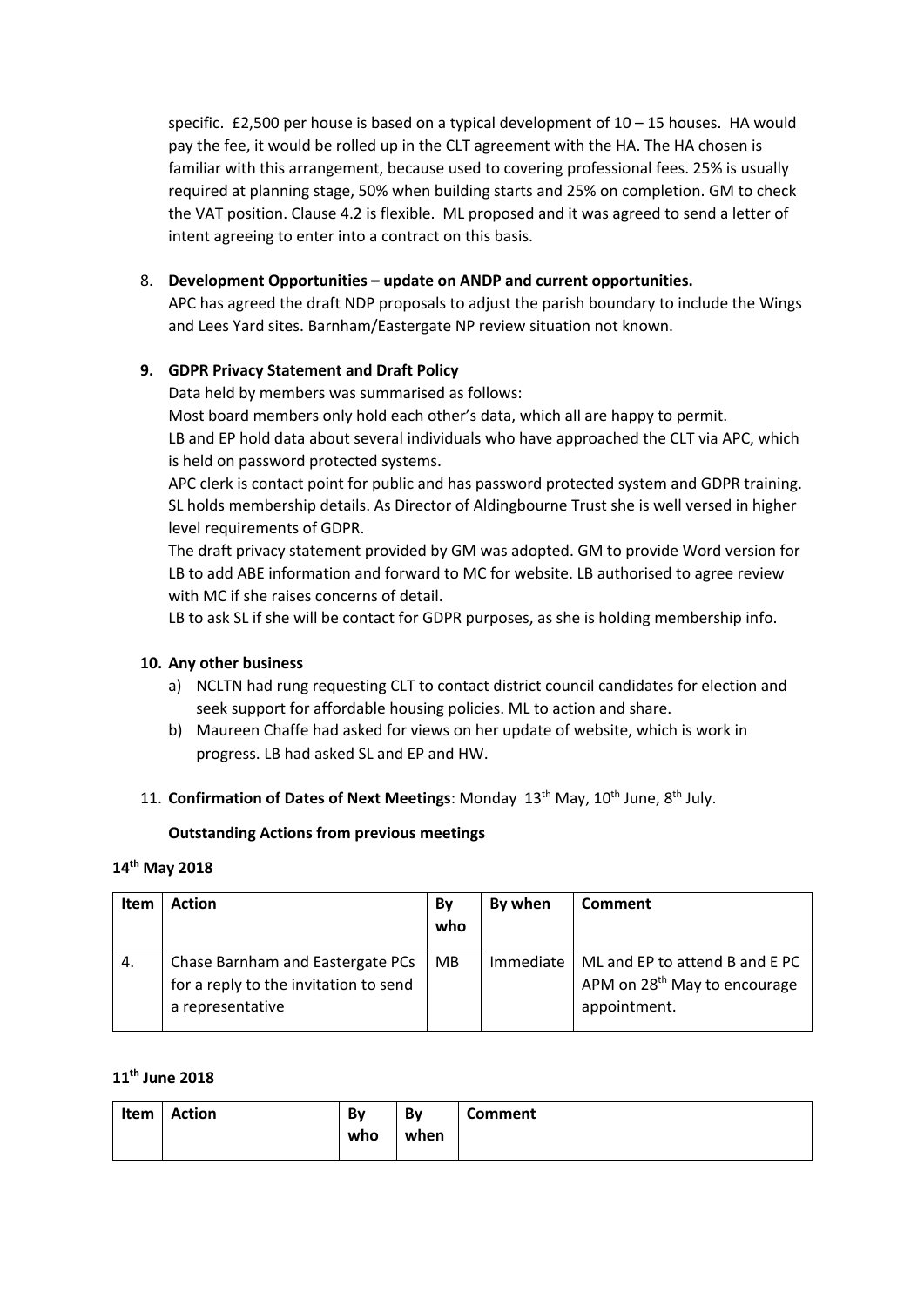specific. £2,500 per house is based on a typical development of 10 – 15 houses. HA would pay the fee, it would be rolled up in the CLT agreement with the HA. The HA chosen is familiar with this arrangement, because used to covering professional fees. 25% is usually required at planning stage, 50% when building starts and 25% on completion. GM to check the VAT position. Clause 4.2 is flexible. ML proposed and it was agreed to send a letter of intent agreeing to enter into a contract on this basis.

8. **Development Opportunities – update on ANDP and current opportunities.**
   APC has agreed the draft NDP proposals to adjust the parish boundary to include the Wings and Lees Yard sites. Barnham/Eastergate NP review situation not known.

9. **GDPR Privacy Statement and Draft Policy**
   Data held by members was summarised as follows:
   Most board members only hold each other's data, which all are happy to permit.
   LB and EP hold data about several individuals who have approached the CLT via APC, which is held on password protected systems.
   APC clerk is contact point for public and has password protected system and GDPR training.
   SL holds membership details. As Director of Aldingbourne Trust she is well versed in higher level requirements of GDPR.
   The draft privacy statement provided by GM was adopted. GM to provide Word version for LB to add ABE information and forward to MC for website. LB authorised to agree review with MC if she raises concerns of detail.
   LB to ask SL if she will be contact for GDPR purposes, as she is holding membership info.

10. **Any other business**
    a) NCLTN had rung requesting CLT to contact district council candidates for election and seek support for affordable housing policies. ML to action and share.
    b) Maureen Chaffe had asked for views on her update of website, which is work in progress. LB had asked SL and EP and HW.

11. **Confirmation of Dates of Next Meetings**: Monday 13th May, 10th June, 8th July.

**Outstanding Actions from previous meetings**

**14th May 2018**

| Item | Action | By who | By when | Comment |
|---|---|---|---|---|
| 4. | Chase Barnham and Eastergate PCs for a reply to the invitation to send a representative | MB | Immediate | ML and EP to attend B and E PC APM on 28th May to encourage appointment. |

**11th June 2018**

| Item | Action | By who | By when | Comment |
|---|---|---|---|---|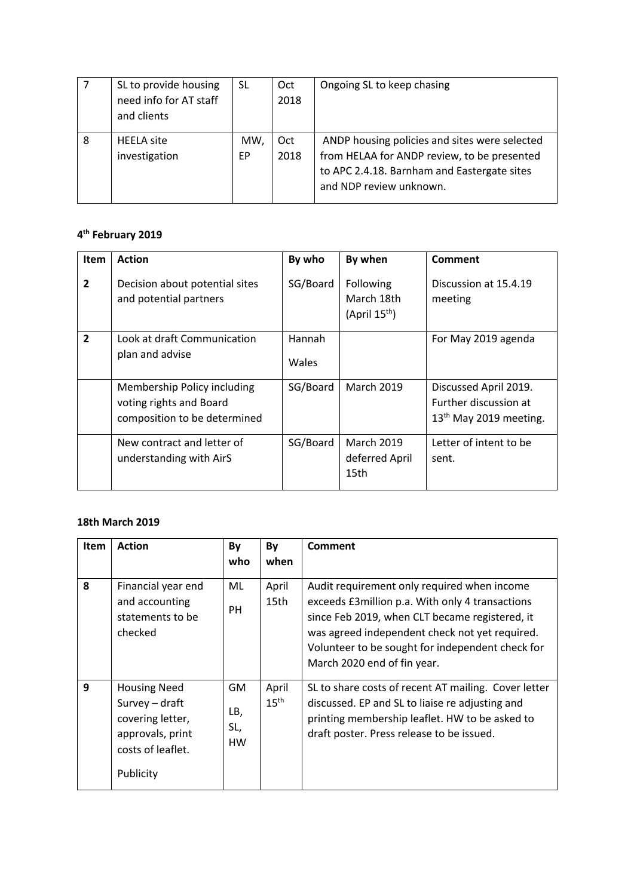| 7 | SL to provide housing need info for AT staff and clients | SL | Oct 2018 | Ongoing SL to keep chasing |
|---|---|---|---|---|
| 8 | HEELA site investigation | MW, EP | Oct 2018 | ANDP housing policies and sites were selected from HELAA for ANDP review, to be presented to APC 2.4.18. Barnham and Eastergate sites and NDP review unknown. |

**4th February 2019**

| Item | Action | By who | By when | Comment |
|---|---|---|---|---|
| **2** | Decision about potential sites and potential partners | SG/Board | Following March 18th (April 15th) | Discussion at 15.4.19 meeting |
| **2** | Look at draft Communication plan and advise | Hannah Wales | | For May 2019 agenda |
| | Membership Policy including voting rights and Board composition to be determined | SG/Board | March 2019 | Discussed April 2019. Further discussion at 13th May 2019 meeting. |
| | New contract and letter of understanding with AirS | SG/Board | March 2019 deferred April 15th | Letter of intent to be sent. |

**18th March 2019**

| Item | Action | By who | By when | Comment |
|---|---|---|---|---|
| **8** | Financial year end and accounting statements to be checked | ML PH | April 15th | Audit requirement only required when income exceeds £3million p.a. With only 4 transactions since Feb 2019, when CLT became registered, it was agreed independent check not yet required. Volunteer to be sought for independent check for March 2020 end of fin year. |
| **9** | Housing Need Survey – draft covering letter, approvals, print costs of leaflet. Publicity | GM LB, SL, HW | April 15th | SL to share costs of recent AT mailing. Cover letter discussed. EP and SL to liaise re adjusting and printing membership leaflet. HW to be asked to draft poster. Press release to be issued. |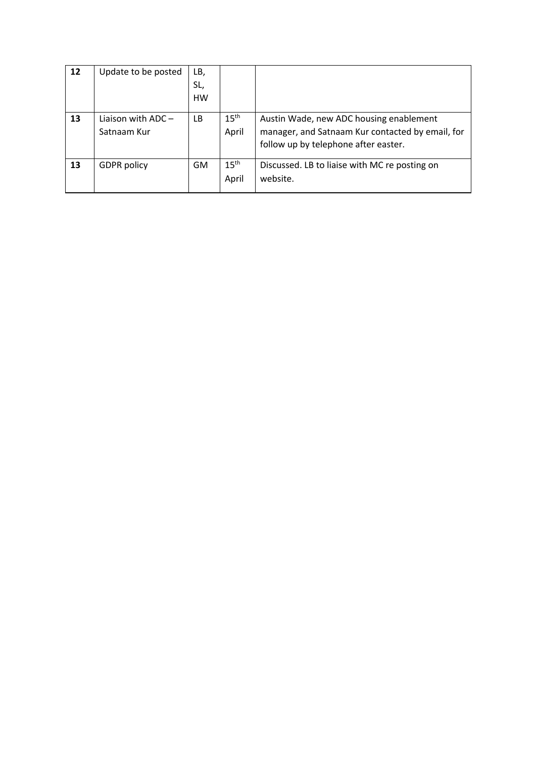| | | | | |
|---|---|---|---|---|
| **12** | Update to be posted | LB, SL, HW | | |
| **13** | Liaison with ADC – Satnaam Kur | LB | 15th April | Austin Wade, new ADC housing enablement manager, and Satnaam Kur contacted by email, for follow up by telephone after easter. |
| **13** | GDPR policy | GM | 15th April | Discussed. LB to liaise with MC re posting on website. |